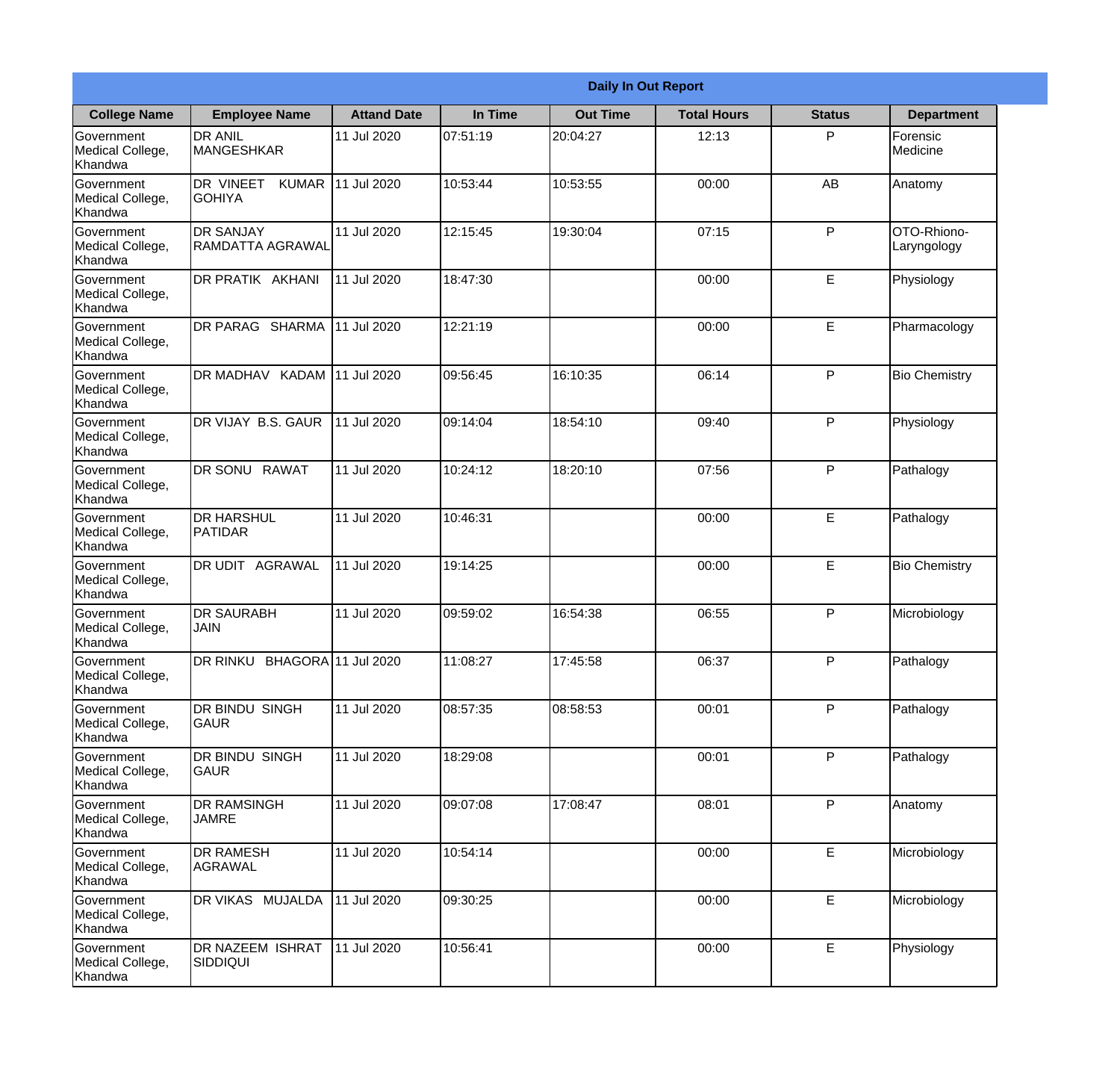**Daily In Out Report**

| College Name | Employee Name | Attand Date | In Time | Out Time | Total Hours | Status | Department |
|---|---|---|---|---|---|---|---|
| Government Medical College, Khandwa | DR ANIL MANGESHKAR | 11 Jul 2020 | 07:51:19 | 20:04:27 | 12:13 | P | Forensic Medicine |
| Government Medical College, Khandwa | DR VINEET KUMAR GOHIYA | 11 Jul 2020 | 10:53:44 | 10:53:55 | 00:00 | AB | Anatomy |
| Government Medical College, Khandwa | DR SANJAY RAMDATTA AGRAWAL | 11 Jul 2020 | 12:15:45 | 19:30:04 | 07:15 | P | OTO-Rhiono-Laryngology |
| Government Medical College, Khandwa | DR PRATIK AKHANI | 11 Jul 2020 | 18:47:30 | | 00:00 | E | Physiology |
| Government Medical College, Khandwa | DR PARAG SHARMA | 11 Jul 2020 | 12:21:19 | | 00:00 | E | Pharmacology |
| Government Medical College, Khandwa | DR MADHAV KADAM | 11 Jul 2020 | 09:56:45 | 16:10:35 | 06:14 | P | Bio Chemistry |
| Government Medical College, Khandwa | DR VIJAY B.S. GAUR | 11 Jul 2020 | 09:14:04 | 18:54:10 | 09:40 | P | Physiology |
| Government Medical College, Khandwa | DR SONU RAWAT | 11 Jul 2020 | 10:24:12 | 18:20:10 | 07:56 | P | Pathalogy |
| Government Medical College, Khandwa | DR HARSHUL PATIDAR | 11 Jul 2020 | 10:46:31 | | 00:00 | E | Pathalogy |
| Government Medical College, Khandwa | DR UDIT AGRAWAL | 11 Jul 2020 | 19:14:25 | | 00:00 | E | Bio Chemistry |
| Government Medical College, Khandwa | DR SAURABH JAIN | 11 Jul 2020 | 09:59:02 | 16:54:38 | 06:55 | P | Microbiology |
| Government Medical College, Khandwa | DR RINKU BHAGORA | 11 Jul 2020 | 11:08:27 | 17:45:58 | 06:37 | P | Pathalogy |
| Government Medical College, Khandwa | DR BINDU SINGH GAUR | 11 Jul 2020 | 08:57:35 | 08:58:53 | 00:01 | P | Pathalogy |
| Government Medical College, Khandwa | DR BINDU SINGH GAUR | 11 Jul 2020 | 18:29:08 | | 00:01 | P | Pathalogy |
| Government Medical College, Khandwa | DR RAMSINGH JAMRE | 11 Jul 2020 | 09:07:08 | 17:08:47 | 08:01 | P | Anatomy |
| Government Medical College, Khandwa | DR RAMESH AGRAWAL | 11 Jul 2020 | 10:54:14 | | 00:00 | E | Microbiology |
| Government Medical College, Khandwa | DR VIKAS MUJALDA | 11 Jul 2020 | 09:30:25 | | 00:00 | E | Microbiology |
| Government Medical College, Khandwa | DR NAZEEM ISHRAT SIDDIQUI | 11 Jul 2020 | 10:56:41 | | 00:00 | E | Physiology |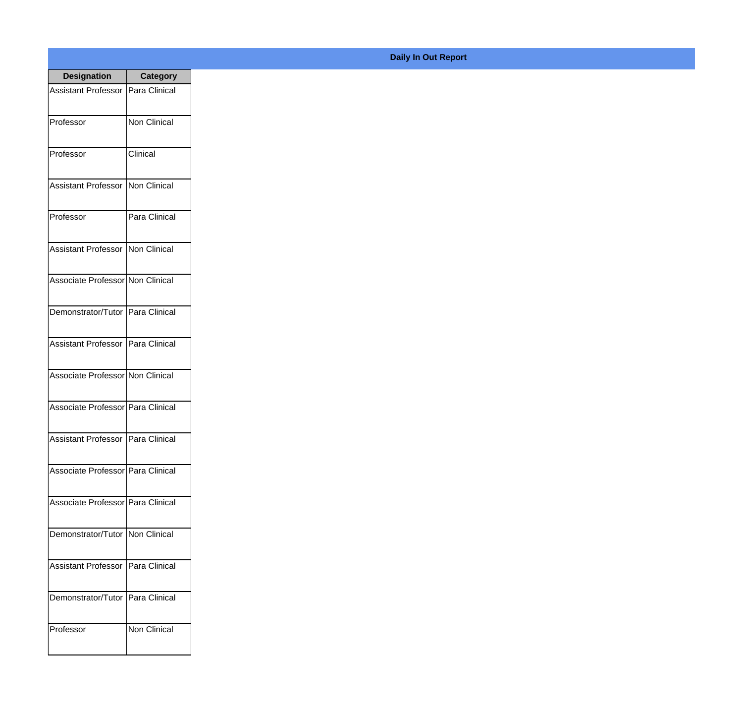**Daily In Out Report**

| Designation | Category |
|---|---|
| Assistant Professor | Para Clinical |
| Professor | Non Clinical |
| Professor | Clinical |
| Assistant Professor | Non Clinical |
| Professor | Para Clinical |
| Assistant Professor | Non Clinical |
| Associate Professor | Non Clinical |
| Demonstrator/Tutor | Para Clinical |
| Assistant Professor | Para Clinical |
| Associate Professor | Non Clinical |
| Associate Professor | Para Clinical |
| Assistant Professor | Para Clinical |
| Associate Professor | Para Clinical |
| Associate Professor | Para Clinical |
| Demonstrator/Tutor | Non Clinical |
| Assistant Professor | Para Clinical |
| Demonstrator/Tutor | Para Clinical |
| Professor | Non Clinical |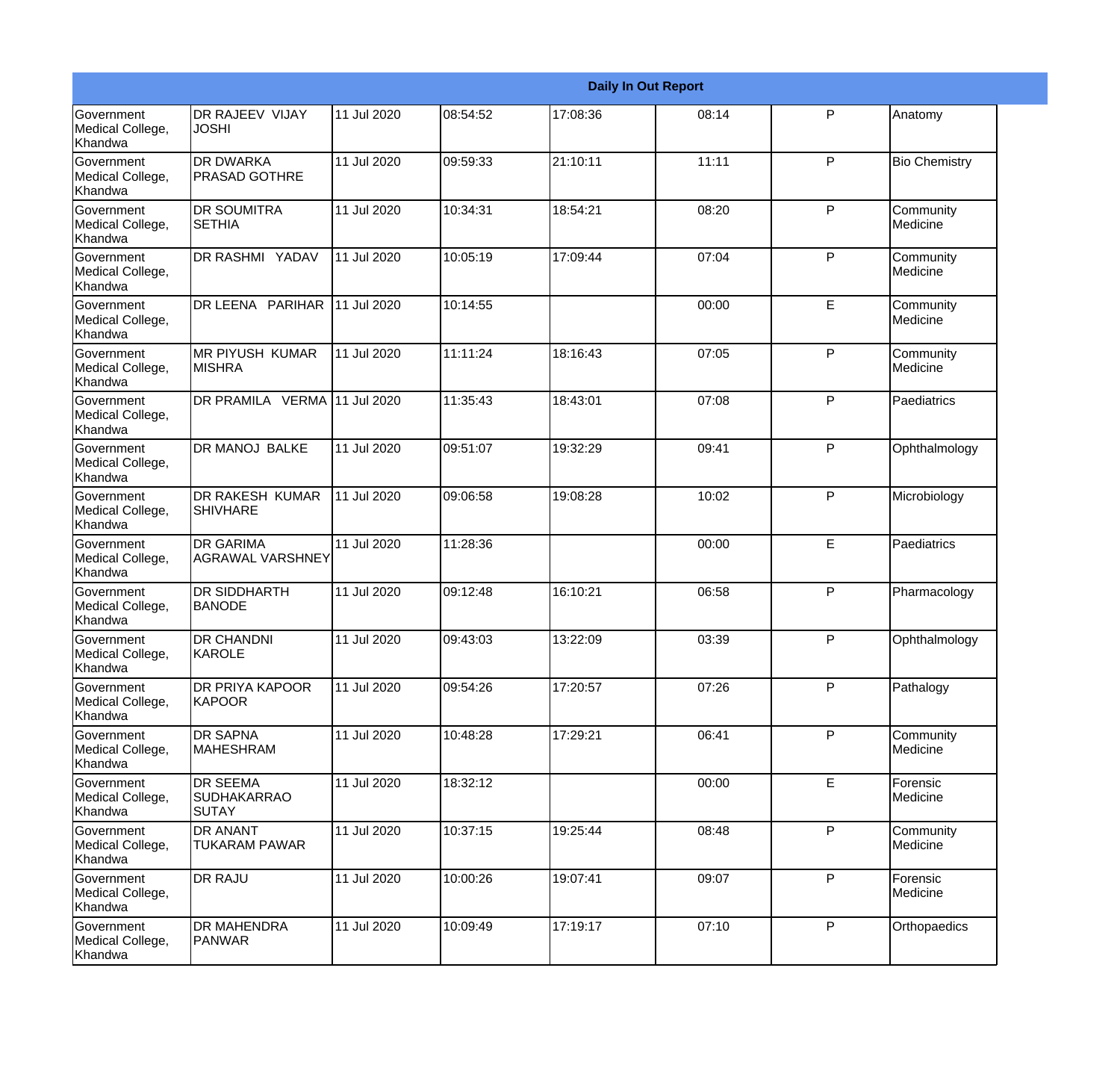| Daily In Out Report | | | | | | | |
|---|---|---|---|---|---|---|---|
| Government Medical College, Khandwa | DR RAJEEV VIJAY JOSHI | 11 Jul 2020 | 08:54:52 | 17:08:36 | 08:14 | P | Anatomy |
| Government Medical College, Khandwa | DR DWARKA PRASAD GOTHRE | 11 Jul 2020 | 09:59:33 | 21:10:11 | 11:11 | P | Bio Chemistry |
| Government Medical College, Khandwa | DR SOUMITRA SETHIA | 11 Jul 2020 | 10:34:31 | 18:54:21 | 08:20 | P | Community Medicine |
| Government Medical College, Khandwa | DR RASHMI YADAV | 11 Jul 2020 | 10:05:19 | 17:09:44 | 07:04 | P | Community Medicine |
| Government Medical College, Khandwa | DR LEENA PARIHAR | 11 Jul 2020 | 10:14:55 | | 00:00 | E | Community Medicine |
| Government Medical College, Khandwa | MR PIYUSH KUMAR MISHRA | 11 Jul 2020 | 11:11:24 | 18:16:43 | 07:05 | P | Community Medicine |
| Government Medical College, Khandwa | DR PRAMILA VERMA | 11 Jul 2020 | 11:35:43 | 18:43:01 | 07:08 | P | Paediatrics |
| Government Medical College, Khandwa | DR MANOJ BALKE | 11 Jul 2020 | 09:51:07 | 19:32:29 | 09:41 | P | Ophthalmology |
| Government Medical College, Khandwa | DR RAKESH KUMAR SHIVHARE | 11 Jul 2020 | 09:06:58 | 19:08:28 | 10:02 | P | Microbiology |
| Government Medical College, Khandwa | DR GARIMA AGRAWAL VARSHNEY | 11 Jul 2020 | 11:28:36 | | 00:00 | E | Paediatrics |
| Government Medical College, Khandwa | DR SIDDHARTH BANODE | 11 Jul 2020 | 09:12:48 | 16:10:21 | 06:58 | P | Pharmacology |
| Government Medical College, Khandwa | DR CHANDNI KAROLE | 11 Jul 2020 | 09:43:03 | 13:22:09 | 03:39 | P | Ophthalmology |
| Government Medical College, Khandwa | DR PRIYA KAPOOR KAPOOR | 11 Jul 2020 | 09:54:26 | 17:20:57 | 07:26 | P | Pathalogy |
| Government Medical College, Khandwa | DR SAPNA MAHESHRAM | 11 Jul 2020 | 10:48:28 | 17:29:21 | 06:41 | P | Community Medicine |
| Government Medical College, Khandwa | DR SEEMA SUDHAKARRAO SUTAY | 11 Jul 2020 | 18:32:12 | | 00:00 | E | Forensic Medicine |
| Government Medical College, Khandwa | DR ANANT TUKARAM PAWAR | 11 Jul 2020 | 10:37:15 | 19:25:44 | 08:48 | P | Community Medicine |
| Government Medical College, Khandwa | DR RAJU | 11 Jul 2020 | 10:00:26 | 19:07:41 | 09:07 | P | Forensic Medicine |
| Government Medical College, Khandwa | DR MAHENDRA PANWAR | 11 Jul 2020 | 10:09:49 | 17:19:17 | 07:10 | P | Orthopaedics |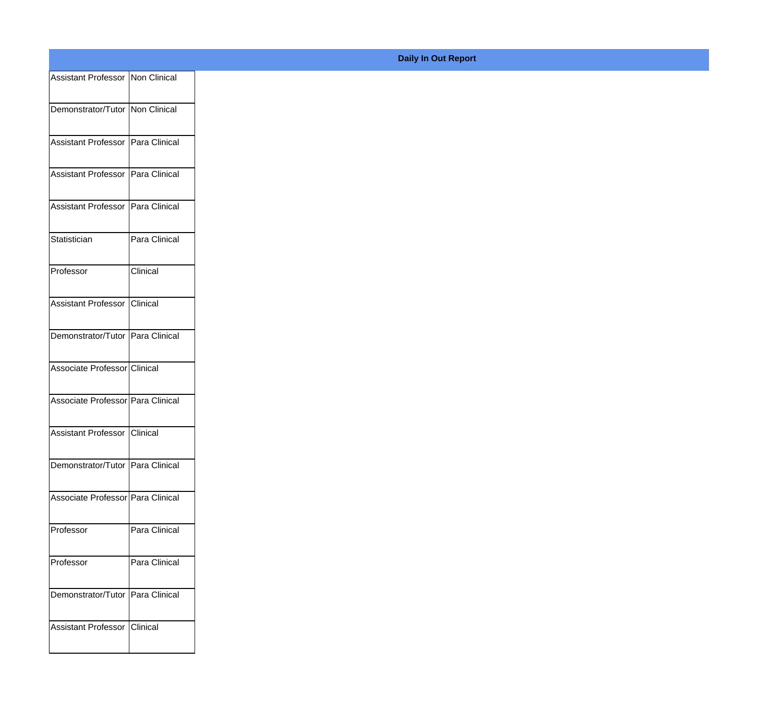**Daily In Out Report**

| | |
|---|---|
| Assistant Professor | Non Clinical |
| Demonstrator/Tutor | Non Clinical |
| Assistant Professor | Para Clinical |
| Assistant Professor | Para Clinical |
| Assistant Professor | Para Clinical |
| Statistician | Para Clinical |
| Professor | Clinical |
| Assistant Professor | Clinical |
| Demonstrator/Tutor | Para Clinical |
| Associate Professor | Clinical |
| Associate Professor | Para Clinical |
| Assistant Professor | Clinical |
| Demonstrator/Tutor | Para Clinical |
| Associate Professor | Para Clinical |
| Professor | Para Clinical |
| Professor | Para Clinical |
| Demonstrator/Tutor | Para Clinical |
| Assistant Professor | Clinical |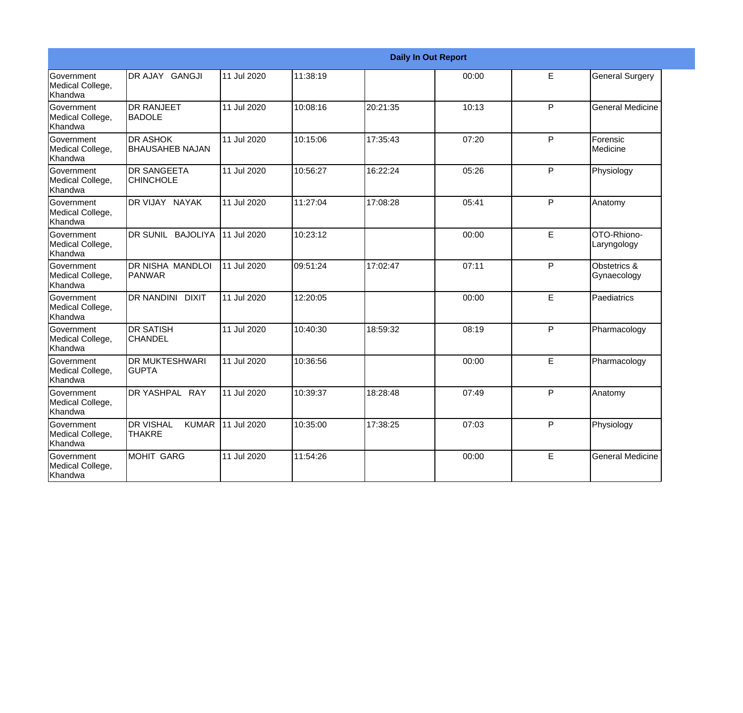| Daily In Out Report | | | | | | | |
|---|---|---|---|---|---|---|---|
| Government Medical College, Khandwa | DR AJAY GANGJI | 11 Jul 2020 | 11:38:19 | | 00:00 | E | General Surgery |
| Government Medical College, Khandwa | DR RANJEET BADOLE | 11 Jul 2020 | 10:08:16 | 20:21:35 | 10:13 | P | General Medicine |
| Government Medical College, Khandwa | DR ASHOK BHAUSAHEB NAJAN | 11 Jul 2020 | 10:15:06 | 17:35:43 | 07:20 | P | Forensic Medicine |
| Government Medical College, Khandwa | DR SANGEETA CHINCHOLE | 11 Jul 2020 | 10:56:27 | 16:22:24 | 05:26 | P | Physiology |
| Government Medical College, Khandwa | DR VIJAY NAYAK | 11 Jul 2020 | 11:27:04 | 17:08:28 | 05:41 | P | Anatomy |
| Government Medical College, Khandwa | DR SUNIL BAJOLIYA | 11 Jul 2020 | 10:23:12 | | 00:00 | E | OTO-Rhiono-Laryngology |
| Government Medical College, Khandwa | DR NISHA MANDLOI PANWAR | 11 Jul 2020 | 09:51:24 | 17:02:47 | 07:11 | P | Obstetrics & Gynaecology |
| Government Medical College, Khandwa | DR NANDINI DIXIT | 11 Jul 2020 | 12:20:05 | | 00:00 | E | Paediatrics |
| Government Medical College, Khandwa | DR SATISH CHANDEL | 11 Jul 2020 | 10:40:30 | 18:59:32 | 08:19 | P | Pharmacology |
| Government Medical College, Khandwa | DR MUKTESHWARI GUPTA | 11 Jul 2020 | 10:36:56 | | 00:00 | E | Pharmacology |
| Government Medical College, Khandwa | DR YASHPAL RAY | 11 Jul 2020 | 10:39:37 | 18:28:48 | 07:49 | P | Anatomy |
| Government Medical College, Khandwa | DR VISHAL KUMAR THAKRE | 11 Jul 2020 | 10:35:00 | 17:38:25 | 07:03 | P | Physiology |
| Government Medical College, Khandwa | MOHIT GARG | 11 Jul 2020 | 11:54:26 | | 00:00 | E | General Medicine |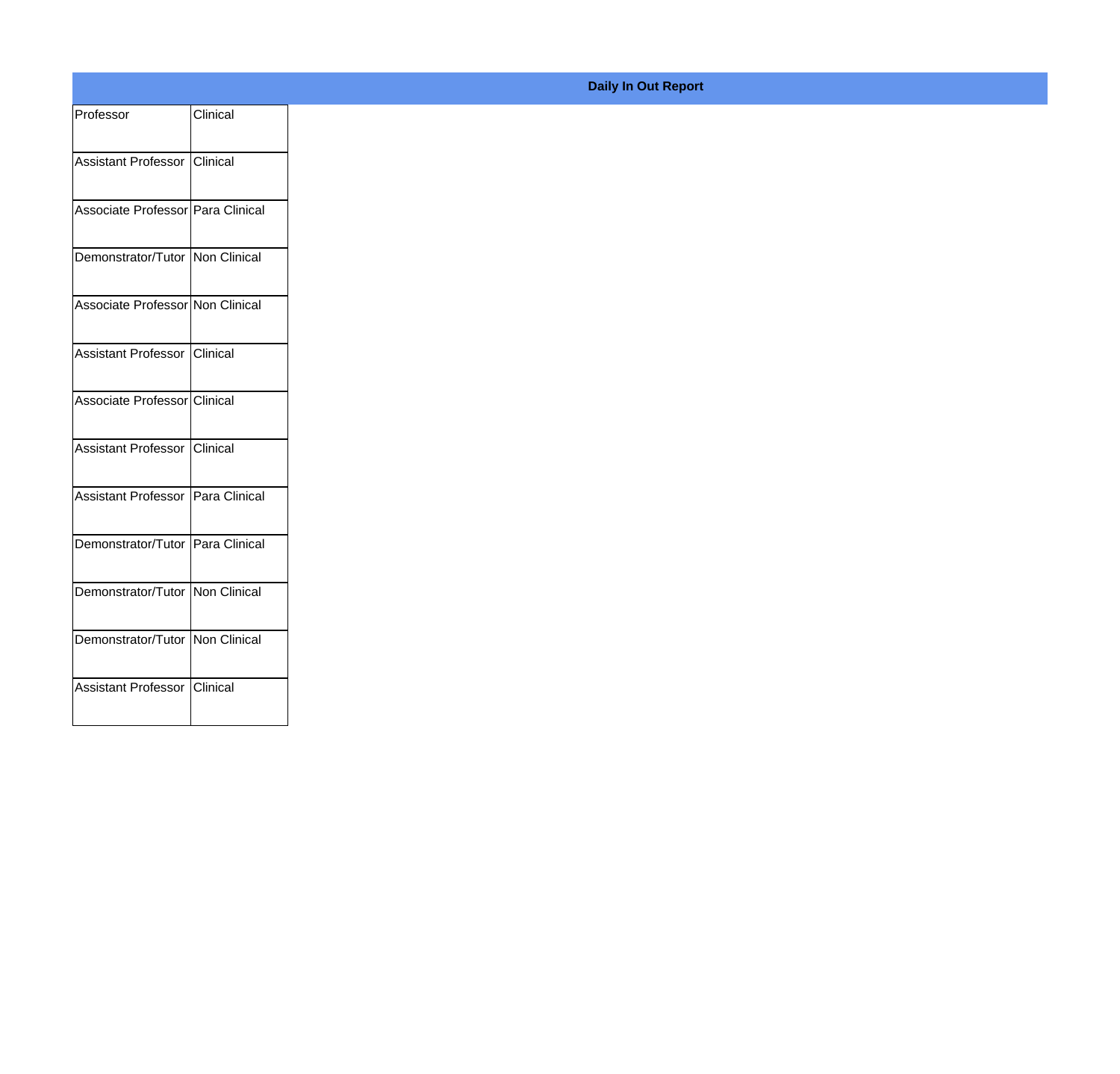**Daily In Out Report**

| | |
|---|---|
| Professor | Clinical |
| Assistant Professor | Clinical |
| Associate Professor | Para Clinical |
| Demonstrator/Tutor | Non Clinical |
| Associate Professor | Non Clinical |
| Assistant Professor | Clinical |
| Associate Professor | Clinical |
| Assistant Professor | Clinical |
| Assistant Professor | Para Clinical |
| Demonstrator/Tutor | Para Clinical |
| Demonstrator/Tutor | Non Clinical |
| Demonstrator/Tutor | Non Clinical |
| Assistant Professor | Clinical |